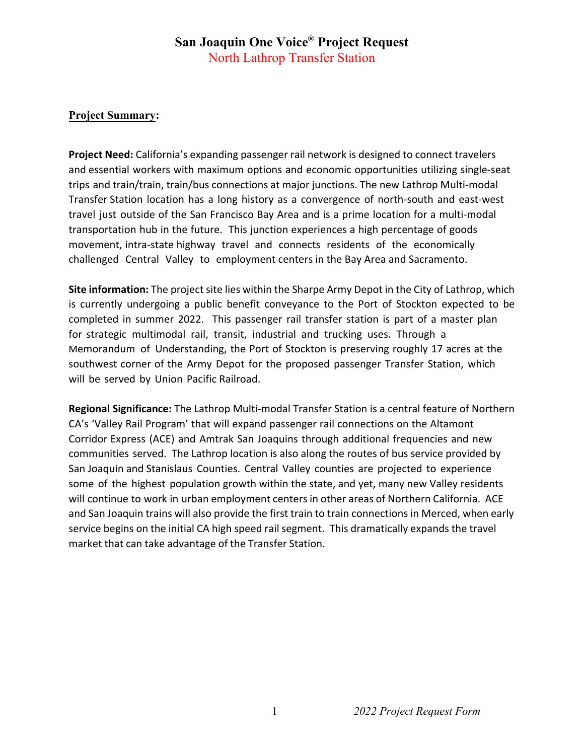# San Joaquin One Voice® Project Request

## North Lathrop Transfer Station

**Project Summary:**

**Project Need:** California's expanding passenger rail network is designed to connect travelers and essential workers with maximum options and economic opportunities utilizing single-seat trips and train/train, train/bus connections at major junctions. The new Lathrop Multi-modal Transfer Station location has a long history as a convergence of north-south and east-west travel just outside of the San Francisco Bay Area and is a prime location for a multi-modal transportation hub in the future. This junction experiences a high percentage of goods movement, intra-state highway travel and connects residents of the economically challenged Central Valley to employment centers in the Bay Area and Sacramento.

**Site information:** The project site lies within the Sharpe Army Depot in the City of Lathrop, which is currently undergoing a public benefit conveyance to the Port of Stockton expected to be completed in summer 2022. This passenger rail transfer station is part of a master plan for strategic multimodal rail, transit, industrial and trucking uses. Through a Memorandum of Understanding, the Port of Stockton is preserving roughly 17 acres at the southwest corner of the Army Depot for the proposed passenger Transfer Station, which will be served by Union Pacific Railroad.

**Regional Significance:** The Lathrop Multi-modal Transfer Station is a central feature of Northern CA's 'Valley Rail Program' that will expand passenger rail connections on the Altamont Corridor Express (ACE) and Amtrak San Joaquins through additional frequencies and new communities served. The Lathrop location is also along the routes of bus service provided by San Joaquin and Stanislaus Counties. Central Valley counties are projected to experience some of the highest population growth within the state, and yet, many new Valley residents will continue to work in urban employment centers in other areas of Northern California. ACE and San Joaquin trains will also provide the first train to train connections in Merced, when early service begins on the initial CA high speed rail segment. This dramatically expands the travel market that can take advantage of the Transfer Station.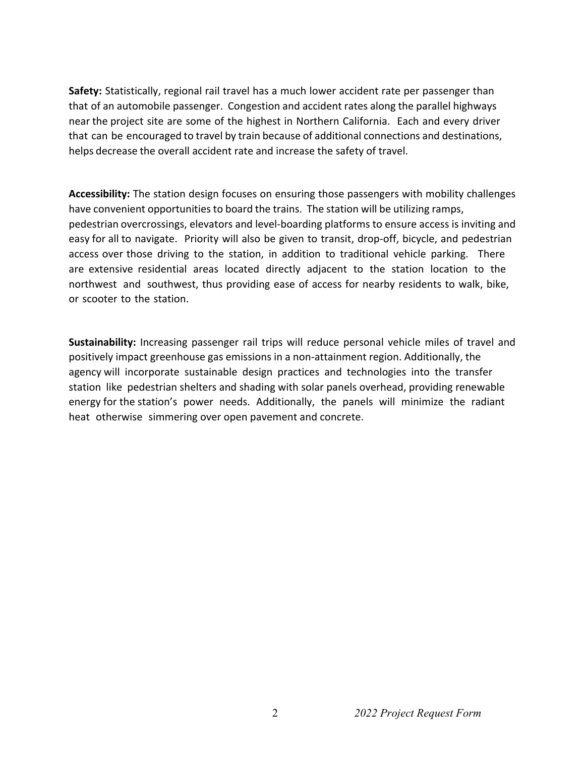**Safety:** Statistically, regional rail travel has a much lower accident rate per passenger than that of an automobile passenger. Congestion and accident rates along the parallel highways near the project site are some of the highest in Northern California. Each and every driver that can be encouraged to travel by train because of additional connections and destinations, helps decrease the overall accident rate and increase the safety of travel.

**Accessibility:** The station design focuses on ensuring those passengers with mobility challenges have convenient opportunities to board the trains. The station will be utilizing ramps, pedestrian overcrossings, elevators and level-boarding platforms to ensure access is inviting and easy for all to navigate. Priority will also be given to transit, drop-off, bicycle, and pedestrian access over those driving to the station, in addition to traditional vehicle parking. There are extensive residential areas located directly adjacent to the station location to the northwest and southwest, thus providing ease of access for nearby residents to walk, bike, or scooter to the station.

**Sustainability:** Increasing passenger rail trips will reduce personal vehicle miles of travel and positively impact greenhouse gas emissions in a non-attainment region. Additionally, the agency will incorporate sustainable design practices and technologies into the transfer station like pedestrian shelters and shading with solar panels overhead, providing renewable energy for the station's power needs. Additionally, the panels will minimize the radiant heat otherwise simmering over open pavement and concrete.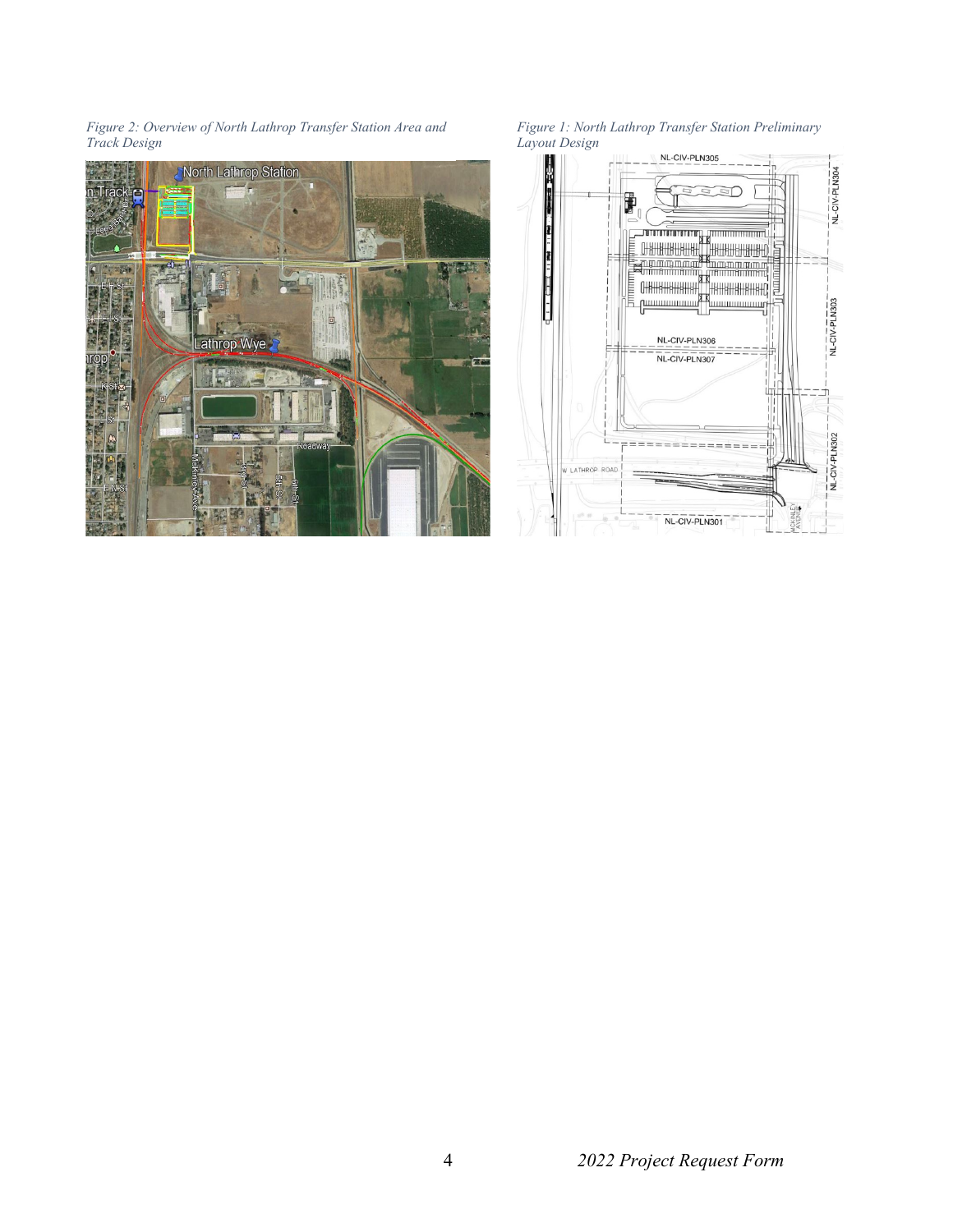*Figure 2: Overview of North Lathrop Transfer Station Area and Track Design*

*Figure 1: North Lathrop Transfer Station Preliminary Layout Design*